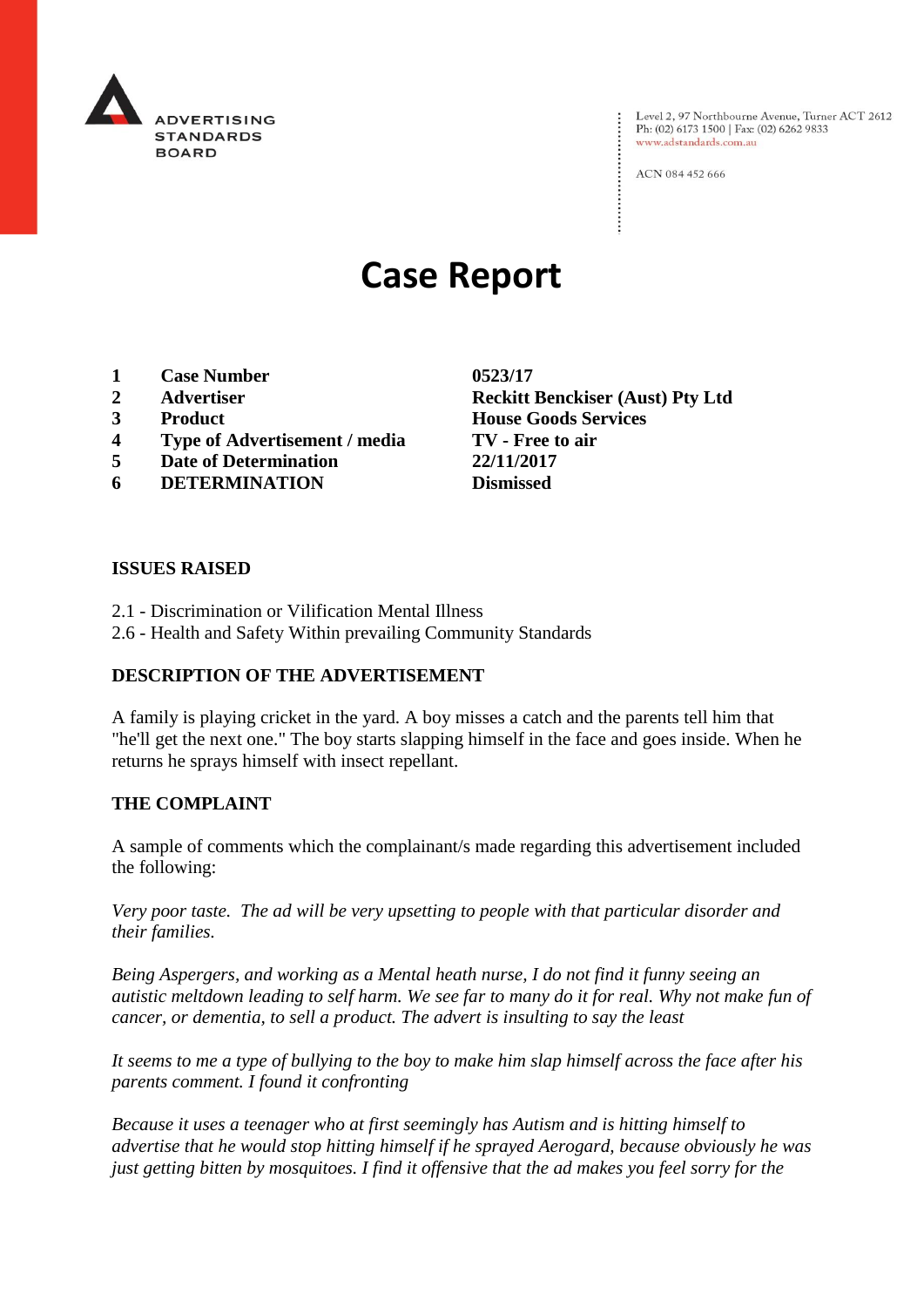ADVERTISING STANDARDS BOARD

Level 2, 97 Northbourne Avenue, Turner ACT 2612
Ph: (02) 6173 1500 | Fax: (02) 6262 9833
www.adstandards.com.au

ACN 084 452 666

# Case Report

| | | |
|---|---|---|
| **1** | **Case Number** | **0523/17** |
| **2** | **Advertiser** | **Reckitt Benckiser (Aust) Pty Ltd** |
| **3** | **Product** | **House Goods Services** |
| **4** | **Type of Advertisement / media** | **TV - Free to air** |
| **5** | **Date of Determination** | **22/11/2017** |
| **6** | **DETERMINATION** | **Dismissed** |

**ISSUES RAISED**

2.1 - Discrimination or Vilification Mental Illness
2.6 - Health and Safety Within prevailing Community Standards

**DESCRIPTION OF THE ADVERTISEMENT**

A family is playing cricket in the yard. A boy misses a catch and the parents tell him that "he'll get the next one." The boy starts slapping himself in the face and goes inside. When he returns he sprays himself with insect repellant.

**THE COMPLAINT**

A sample of comments which the complainant/s made regarding this advertisement included the following:

*Very poor taste. The ad will be very upsetting to people with that particular disorder and their families.*

*Being Aspergers, and working as a Mental heath nurse, I do not find it funny seeing an autistic meltdown leading to self harm. We see far to many do it for real. Why not make fun of cancer, or dementia, to sell a product. The advert is insulting to say the least*

*It seems to me a type of bullying to the boy to make him slap himself across the face after his parents comment. I found it confronting*

*Because it uses a teenager who at first seemingly has Autism and is hitting himself to advertise that he would stop hitting himself if he sprayed Aerogard, because obviously he was just getting bitten by mosquitoes. I find it offensive that the ad makes you feel sorry for the*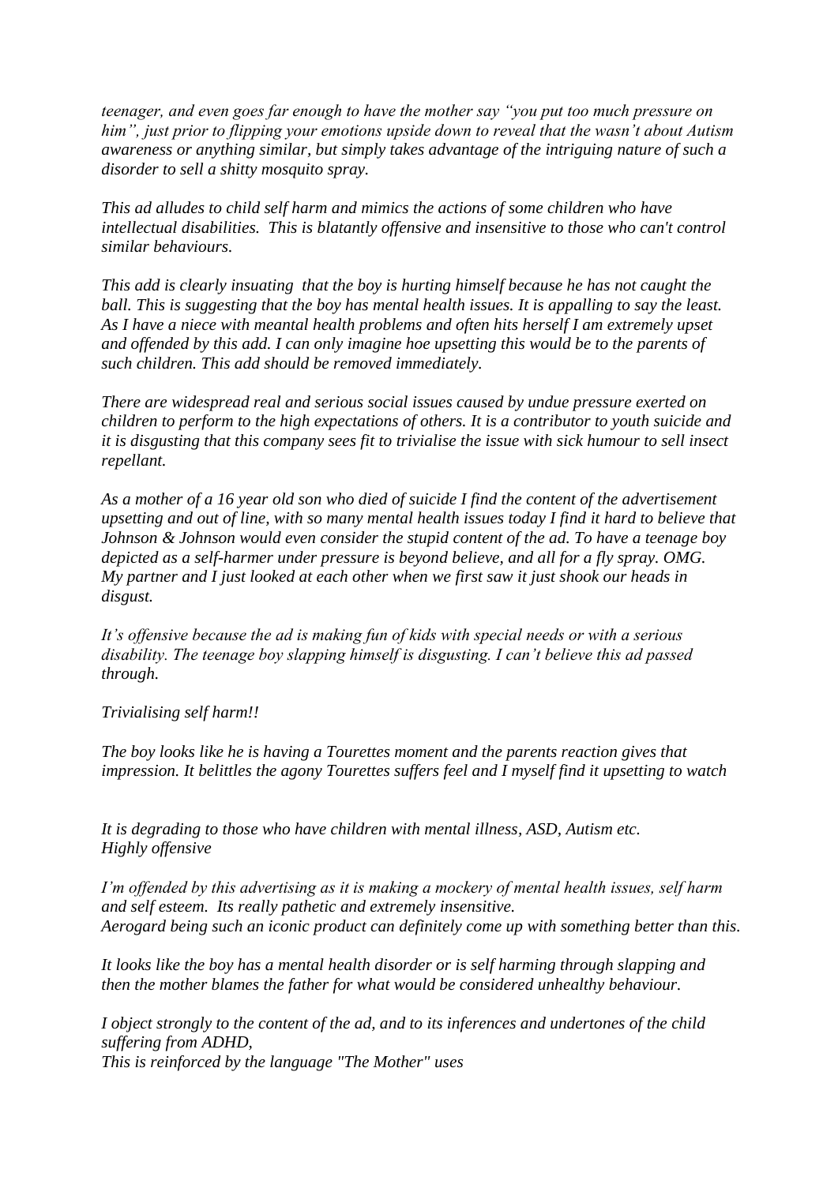*teenager, and even goes far enough to have the mother say "you put too much pressure on him", just prior to flipping your emotions upside down to reveal that the wasn't about Autism awareness or anything similar, but simply takes advantage of the intriguing nature of such a disorder to sell a shitty mosquito spray.*

*This ad alludes to child self harm and mimics the actions of some children who have intellectual disabilities. This is blatantly offensive and insensitive to those who can't control similar behaviours.*

*This add is clearly insuating that the boy is hurting himself because he has not caught the ball. This is suggesting that the boy has mental health issues. It is appalling to say the least. As I have a niece with meantal health problems and often hits herself I am extremely upset and offended by this add. I can only imagine hoe upsetting this would be to the parents of such children. This add should be removed immediately.*

*There are widespread real and serious social issues caused by undue pressure exerted on children to perform to the high expectations of others. It is a contributor to youth suicide and it is disgusting that this company sees fit to trivialise the issue with sick humour to sell insect repellant.*

*As a mother of a 16 year old son who died of suicide I find the content of the advertisement upsetting and out of line, with so many mental health issues today I find it hard to believe that Johnson & Johnson would even consider the stupid content of the ad. To have a teenage boy depicted as a self-harmer under pressure is beyond believe, and all for a fly spray. OMG. My partner and I just looked at each other when we first saw it just shook our heads in disgust.*

*It's offensive because the ad is making fun of kids with special needs or with a serious disability. The teenage boy slapping himself is disgusting. I can't believe this ad passed through.*

*Trivialising self harm!!*

*The boy looks like he is having a Tourettes moment and the parents reaction gives that impression. It belittles the agony Tourettes suffers feel and I myself find it upsetting to watch*

*It is degrading to those who have children with mental illness, ASD, Autism etc.*
*Highly offensive*

*I'm offended by this advertising as it is making a mockery of mental health issues, self harm and self esteem. Its really pathetic and extremely insensitive.*
*Aerogard being such an iconic product can definitely come up with something better than this.*

*It looks like the boy has a mental health disorder or is self harming through slapping and then the mother blames the father for what would be considered unhealthy behaviour.*

*I object strongly to the content of the ad, and to its inferences and undertones of the child suffering from ADHD,*
*This is reinforced by the language "The Mother" uses*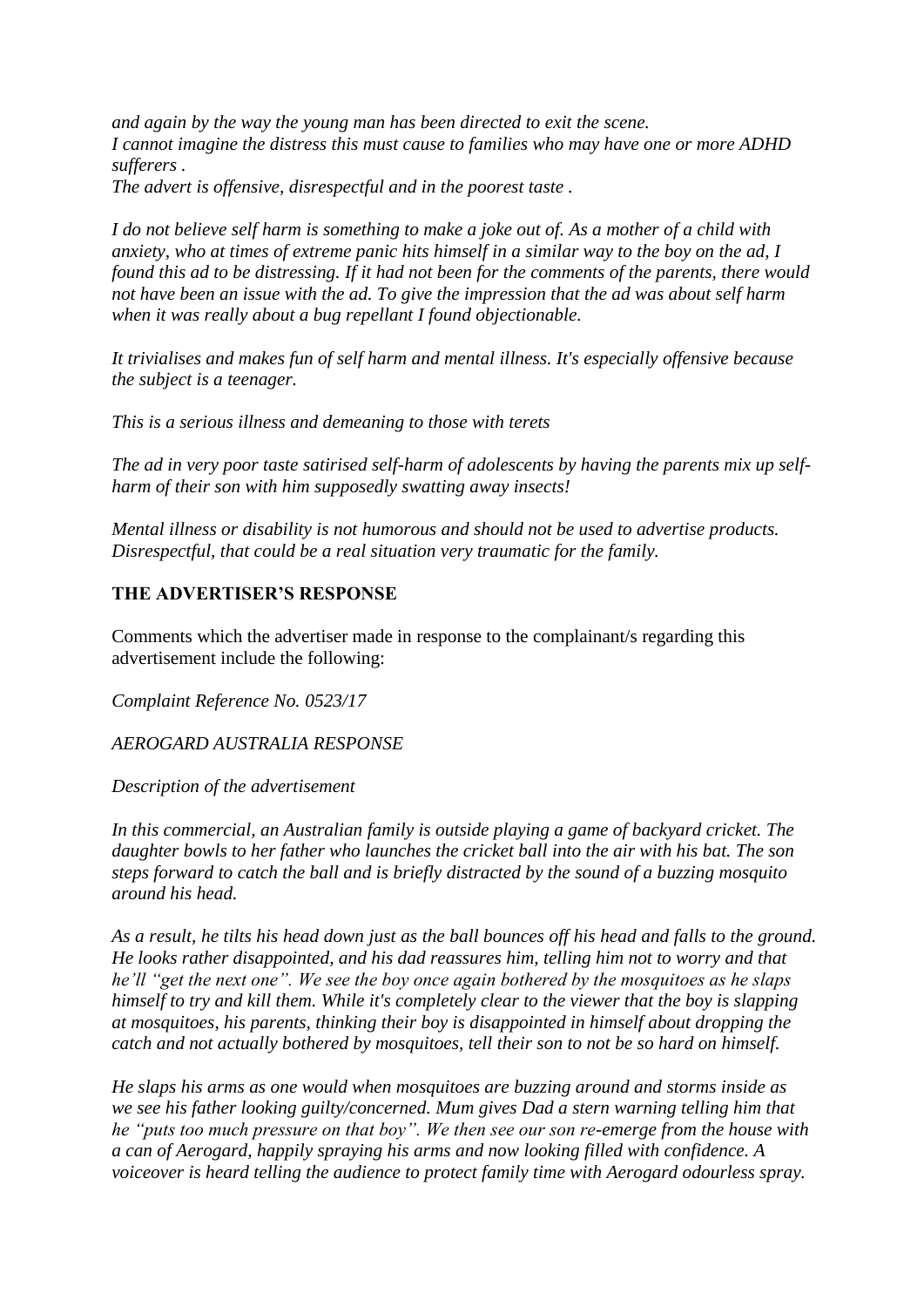*and again by the way the young man has been directed to exit the scene.*
*I cannot imagine the distress this must cause to families who may have one or more ADHD sufferers .*
*The advert is offensive, disrespectful and in the poorest taste .*

*I do not believe self harm is something to make a joke out of. As a mother of a child with anxiety, who at times of extreme panic hits himself in a similar way to the boy on the ad, I found this ad to be distressing. If it had not been for the comments of the parents, there would not have been an issue with the ad. To give the impression that the ad was about self harm when it was really about a bug repellant I found objectionable.*

*It trivialises and makes fun of self harm and mental illness. It's especially offensive because the subject is a teenager.*

*This is a serious illness and demeaning to those with terets*

*The ad in very poor taste satirised self-harm of adolescents by having the parents mix up self-harm of their son with him supposedly swatting away insects!*

*Mental illness or disability is not humorous and should not be used to advertise products. Disrespectful, that could be a real situation very traumatic for the family.*

**THE ADVERTISER'S RESPONSE**

Comments which the advertiser made in response to the complainant/s regarding this advertisement include the following:

*Complaint Reference No. 0523/17*

*AEROGARD AUSTRALIA RESPONSE*

*Description of the advertisement*

*In this commercial, an Australian family is outside playing a game of backyard cricket. The daughter bowls to her father who launches the cricket ball into the air with his bat. The son steps forward to catch the ball and is briefly distracted by the sound of a buzzing mosquito around his head.*

*As a result, he tilts his head down just as the ball bounces off his head and falls to the ground. He looks rather disappointed, and his dad reassures him, telling him not to worry and that he'll "get the next one". We see the boy once again bothered by the mosquitoes as he slaps himself to try and kill them. While it's completely clear to the viewer that the boy is slapping at mosquitoes, his parents, thinking their boy is disappointed in himself about dropping the catch and not actually bothered by mosquitoes, tell their son to not be so hard on himself.*

*He slaps his arms as one would when mosquitoes are buzzing around and storms inside as we see his father looking guilty/concerned. Mum gives Dad a stern warning telling him that he "puts too much pressure on that boy". We then see our son re-emerge from the house with a can of Aerogard, happily spraying his arms and now looking filled with confidence. A voiceover is heard telling the audience to protect family time with Aerogard odourless spray.*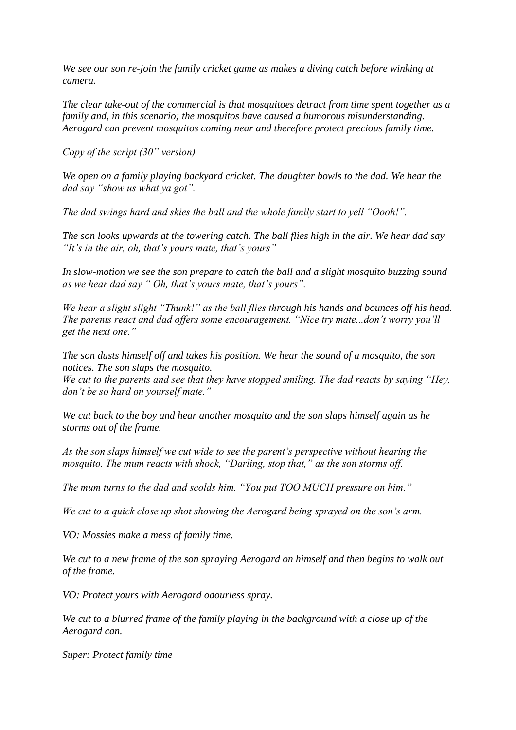*We see our son re-join the family cricket game as makes a diving catch before winking at camera.*

*The clear take-out of the commercial is that mosquitoes detract from time spent together as a family and, in this scenario; the mosquitos have caused a humorous misunderstanding. Aerogard can prevent mosquitos coming near and therefore protect precious family time.*

*Copy of the script (30" version)*

*We open on a family playing backyard cricket. The daughter bowls to the dad. We hear the dad say "show us what ya got".*

*The dad swings hard and skies the ball and the whole family start to yell "Oooh!".*

*The son looks upwards at the towering catch. The ball flies high in the air. We hear dad say "It's in the air, oh, that's yours mate, that's yours"*

*In slow-motion we see the son prepare to catch the ball and a slight mosquito buzzing sound as we hear dad say " Oh, that's yours mate, that's yours".*

*We hear a slight slight "Thunk!" as the ball flies through his hands and bounces off his head. The parents react and dad offers some encouragement. "Nice try mate...don't worry you'll get the next one."*

*The son dusts himself off and takes his position. We hear the sound of a mosquito, the son notices. The son slaps the mosquito.*
*We cut to the parents and see that they have stopped smiling. The dad reacts by saying "Hey, don't be so hard on yourself mate."*

*We cut back to the boy and hear another mosquito and the son slaps himself again as he storms out of the frame.*

*As the son slaps himself we cut wide to see the parent's perspective without hearing the mosquito. The mum reacts with shock, "Darling, stop that," as the son storms off.*

*The mum turns to the dad and scolds him. "You put TOO MUCH pressure on him."*

*We cut to a quick close up shot showing the Aerogard being sprayed on the son's arm.*

*VO: Mossies make a mess of family time.*

*We cut to a new frame of the son spraying Aerogard on himself and then begins to walk out of the frame.*

*VO: Protect yours with Aerogard odourless spray.*

*We cut to a blurred frame of the family playing in the background with a close up of the Aerogard can.*

*Super: Protect family time*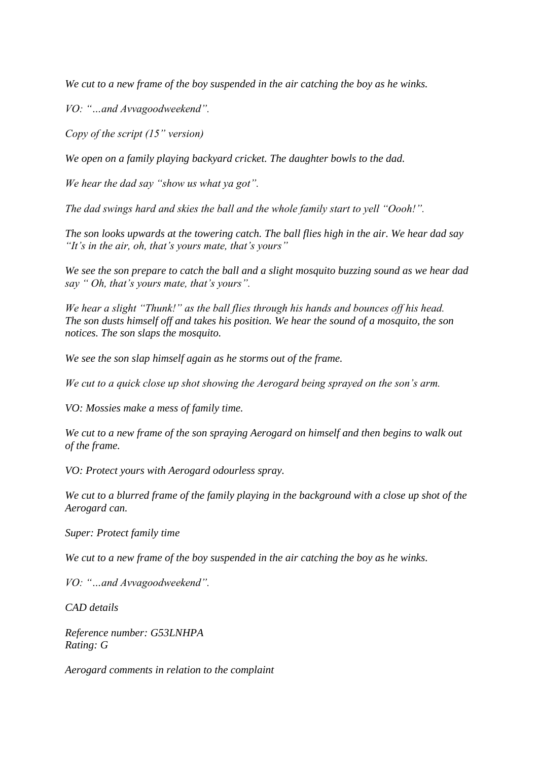*We cut to a new frame of the boy suspended in the air catching the boy as he winks.*

*VO: "…and Avvagoodweekend".*

*Copy of the script (15" version)*

*We open on a family playing backyard cricket. The daughter bowls to the dad.*

*We hear the dad say "show us what ya got".*

*The dad swings hard and skies the ball and the whole family start to yell "Oooh!".*

*The son looks upwards at the towering catch. The ball flies high in the air. We hear dad say "It's in the air, oh, that's yours mate, that's yours"*

*We see the son prepare to catch the ball and a slight mosquito buzzing sound as we hear dad say " Oh, that's yours mate, that's yours".*

*We hear a slight "Thunk!" as the ball flies through his hands and bounces off his head. The son dusts himself off and takes his position. We hear the sound of a mosquito, the son notices. The son slaps the mosquito.*

*We see the son slap himself again as he storms out of the frame.*

*We cut to a quick close up shot showing the Aerogard being sprayed on the son's arm.*

*VO: Mossies make a mess of family time.*

*We cut to a new frame of the son spraying Aerogard on himself and then begins to walk out of the frame.*

*VO: Protect yours with Aerogard odourless spray.*

*We cut to a blurred frame of the family playing in the background with a close up shot of the Aerogard can.*

*Super: Protect family time*

*We cut to a new frame of the boy suspended in the air catching the boy as he winks.*

*VO: "…and Avvagoodweekend".*

*CAD details*

*Reference number: G53LNHPA*
*Rating: G*

*Aerogard comments in relation to the complaint*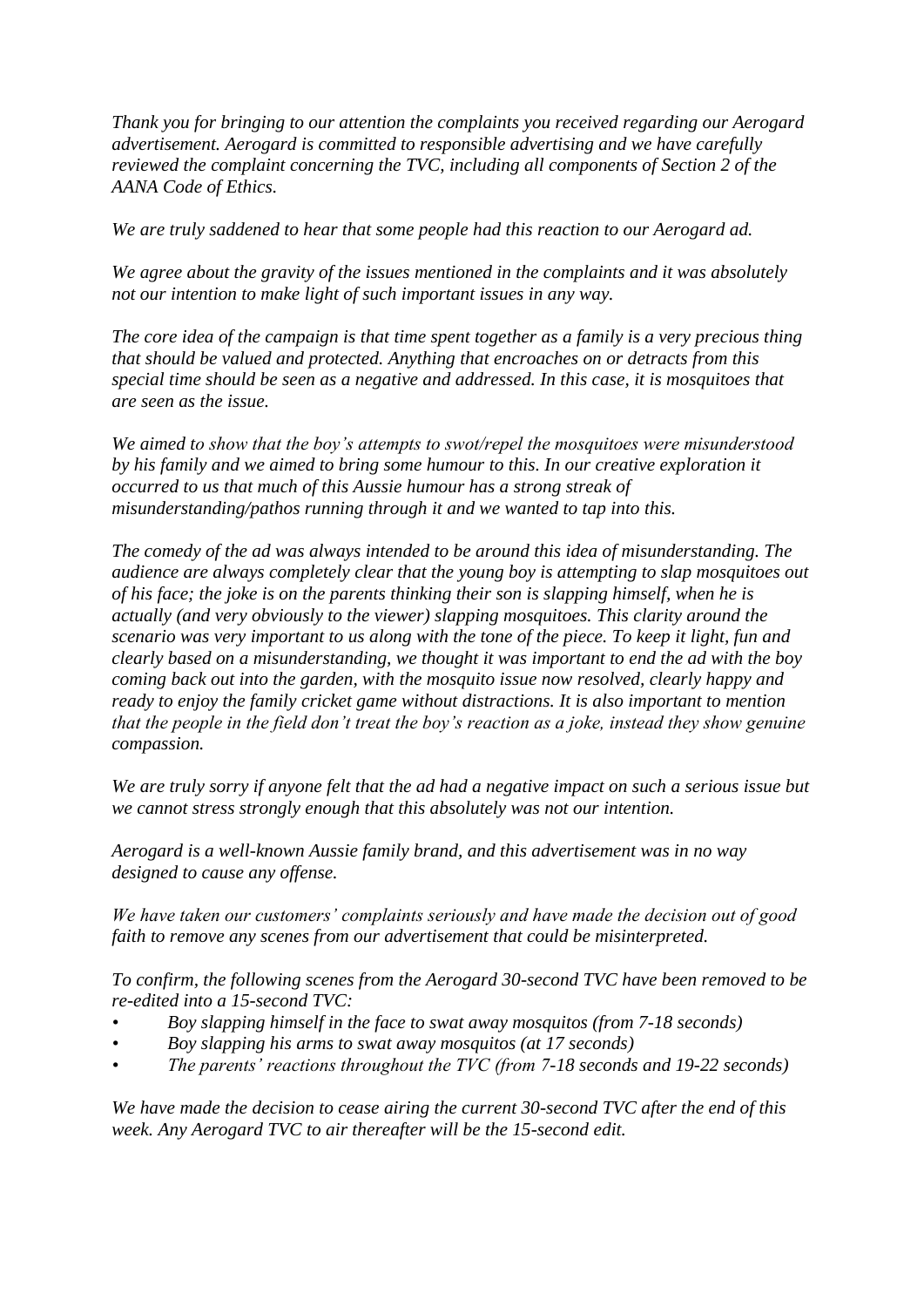*Thank you for bringing to our attention the complaints you received regarding our Aerogard advertisement. Aerogard is committed to responsible advertising and we have carefully reviewed the complaint concerning the TVC, including all components of Section 2 of the AANA Code of Ethics.*

*We are truly saddened to hear that some people had this reaction to our Aerogard ad.*

*We agree about the gravity of the issues mentioned in the complaints and it was absolutely not our intention to make light of such important issues in any way.*

*The core idea of the campaign is that time spent together as a family is a very precious thing that should be valued and protected. Anything that encroaches on or detracts from this special time should be seen as a negative and addressed. In this case, it is mosquitoes that are seen as the issue.*

*We aimed to show that the boy's attempts to swot/repel the mosquitoes were misunderstood by his family and we aimed to bring some humour to this. In our creative exploration it occurred to us that much of this Aussie humour has a strong streak of misunderstanding/pathos running through it and we wanted to tap into this.*

*The comedy of the ad was always intended to be around this idea of misunderstanding. The audience are always completely clear that the young boy is attempting to slap mosquitoes out of his face; the joke is on the parents thinking their son is slapping himself, when he is actually (and very obviously to the viewer) slapping mosquitoes. This clarity around the scenario was very important to us along with the tone of the piece. To keep it light, fun and clearly based on a misunderstanding, we thought it was important to end the ad with the boy coming back out into the garden, with the mosquito issue now resolved, clearly happy and ready to enjoy the family cricket game without distractions. It is also important to mention that the people in the field don't treat the boy's reaction as a joke, instead they show genuine compassion.*

*We are truly sorry if anyone felt that the ad had a negative impact on such a serious issue but we cannot stress strongly enough that this absolutely was not our intention.*

*Aerogard is a well-known Aussie family brand, and this advertisement was in no way designed to cause any offense.*

*We have taken our customers' complaints seriously and have made the decision out of good faith to remove any scenes from our advertisement that could be misinterpreted.*

*To confirm, the following scenes from the Aerogard 30-second TVC have been removed to be re-edited into a 15-second TVC:*

- *Boy slapping himself in the face to swat away mosquitos (from 7-18 seconds)*
- *Boy slapping his arms to swat away mosquitos (at 17 seconds)*
- *The parents' reactions throughout the TVC (from 7-18 seconds and 19-22 seconds)*

*We have made the decision to cease airing the current 30-second TVC after the end of this week. Any Aerogard TVC to air thereafter will be the 15-second edit.*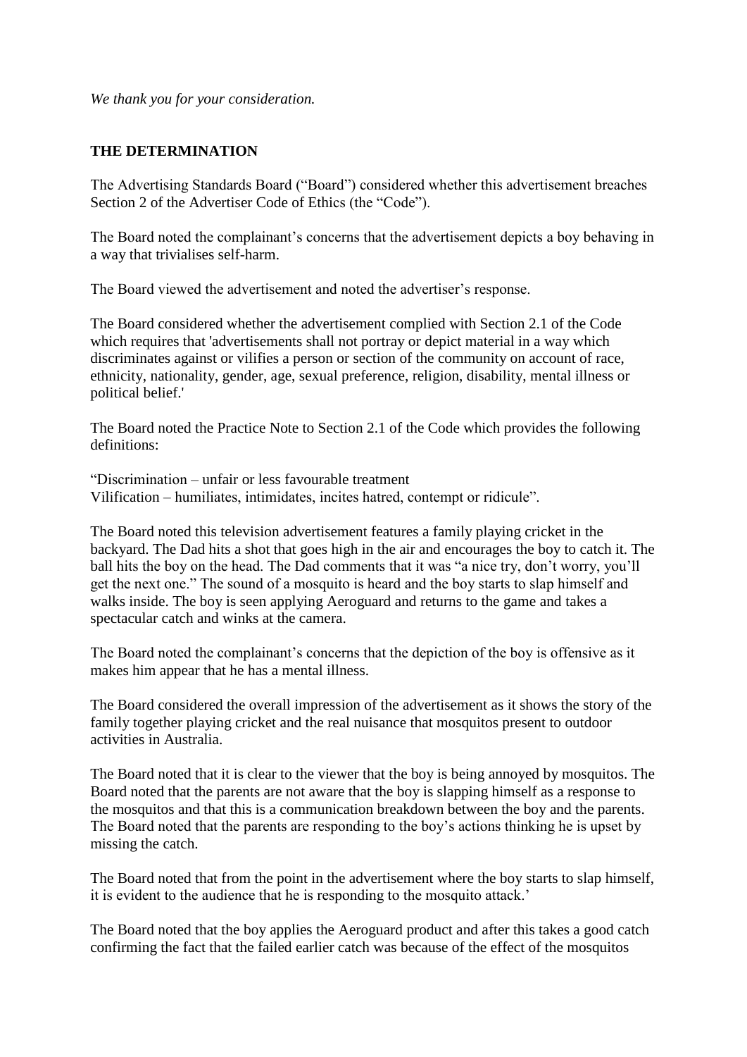*We thank you for your consideration.*

**THE DETERMINATION**

The Advertising Standards Board ("Board") considered whether this advertisement breaches Section 2 of the Advertiser Code of Ethics (the "Code").

The Board noted the complainant's concerns that the advertisement depicts a boy behaving in a way that trivialises self-harm.

The Board viewed the advertisement and noted the advertiser's response.

The Board considered whether the advertisement complied with Section 2.1 of the Code which requires that 'advertisements shall not portray or depict material in a way which discriminates against or vilifies a person or section of the community on account of race, ethnicity, nationality, gender, age, sexual preference, religion, disability, mental illness or political belief.'

The Board noted the Practice Note to Section 2.1 of the Code which provides the following definitions:

"Discrimination – unfair or less favourable treatment
Vilification – humiliates, intimidates, incites hatred, contempt or ridicule".

The Board noted this television advertisement features a family playing cricket in the backyard. The Dad hits a shot that goes high in the air and encourages the boy to catch it. The ball hits the boy on the head. The Dad comments that it was "a nice try, don't worry, you'll get the next one." The sound of a mosquito is heard and the boy starts to slap himself and walks inside. The boy is seen applying Aeroguard and returns to the game and takes a spectacular catch and winks at the camera.

The Board noted the complainant's concerns that the depiction of the boy is offensive as it makes him appear that he has a mental illness.

The Board considered the overall impression of the advertisement as it shows the story of the family together playing cricket and the real nuisance that mosquitos present to outdoor activities in Australia.

The Board noted that it is clear to the viewer that the boy is being annoyed by mosquitos. The Board noted that the parents are not aware that the boy is slapping himself as a response to the mosquitos and that this is a communication breakdown between the boy and the parents. The Board noted that the parents are responding to the boy's actions thinking he is upset by missing the catch.

The Board noted that from the point in the advertisement where the boy starts to slap himself, it is evident to the audience that he is responding to the mosquito attack.'

The Board noted that the boy applies the Aeroguard product and after this takes a good catch confirming the fact that the failed earlier catch was because of the effect of the mosquitos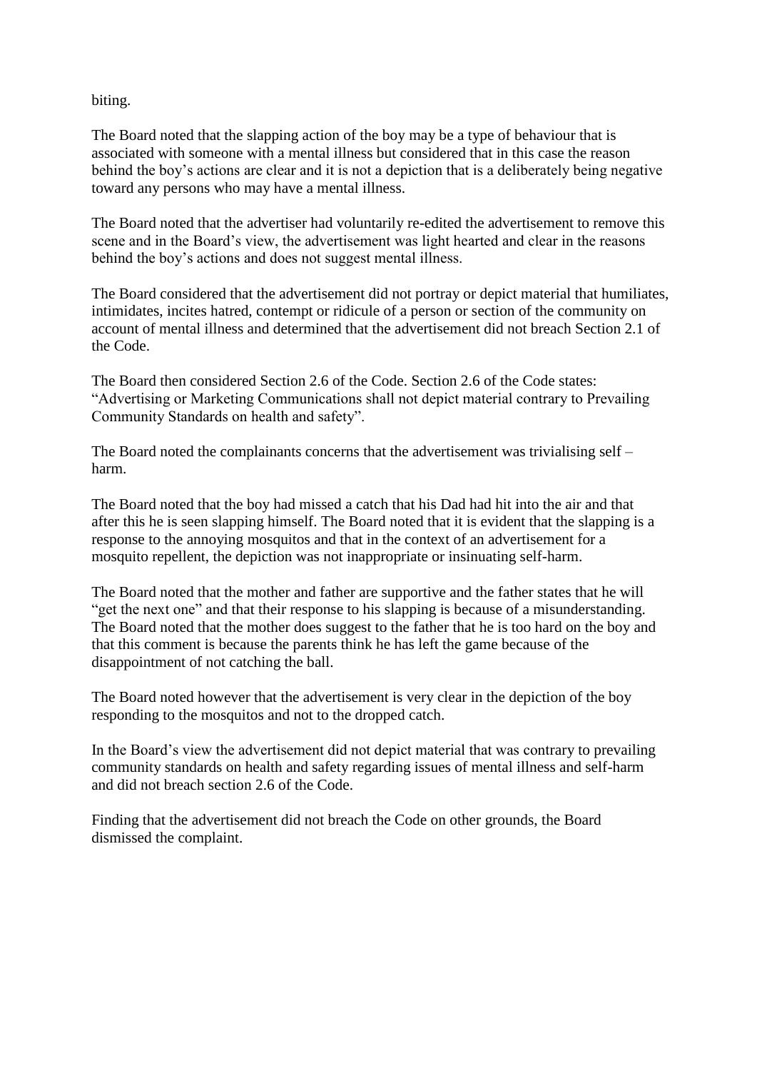biting.

The Board noted that the slapping action of the boy may be a type of behaviour that is associated with someone with a mental illness but considered that in this case the reason behind the boy's actions are clear and it is not a depiction that is a deliberately being negative toward any persons who may have a mental illness.

The Board noted that the advertiser had voluntarily re-edited the advertisement to remove this scene and in the Board's view, the advertisement was light hearted and clear in the reasons behind the boy's actions and does not suggest mental illness.

The Board considered that the advertisement did not portray or depict material that humiliates, intimidates, incites hatred, contempt or ridicule of a person or section of the community on account of mental illness and determined that the advertisement did not breach Section 2.1 of the Code.

The Board then considered Section 2.6 of the Code. Section 2.6 of the Code states: "Advertising or Marketing Communications shall not depict material contrary to Prevailing Community Standards on health and safety".

The Board noted the complainants concerns that the advertisement was trivialising self – harm.

The Board noted that the boy had missed a catch that his Dad had hit into the air and that after this he is seen slapping himself. The Board noted that it is evident that the slapping is a response to the annoying mosquitos and that in the context of an advertisement for a mosquito repellent, the depiction was not inappropriate or insinuating self-harm.

The Board noted that the mother and father are supportive and the father states that he will "get the next one" and that their response to his slapping is because of a misunderstanding. The Board noted that the mother does suggest to the father that he is too hard on the boy and that this comment is because the parents think he has left the game because of the disappointment of not catching the ball.

The Board noted however that the advertisement is very clear in the depiction of the boy responding to the mosquitos and not to the dropped catch.

In the Board's view the advertisement did not depict material that was contrary to prevailing community standards on health and safety regarding issues of mental illness and self-harm and did not breach section 2.6 of the Code.

Finding that the advertisement did not breach the Code on other grounds, the Board dismissed the complaint.